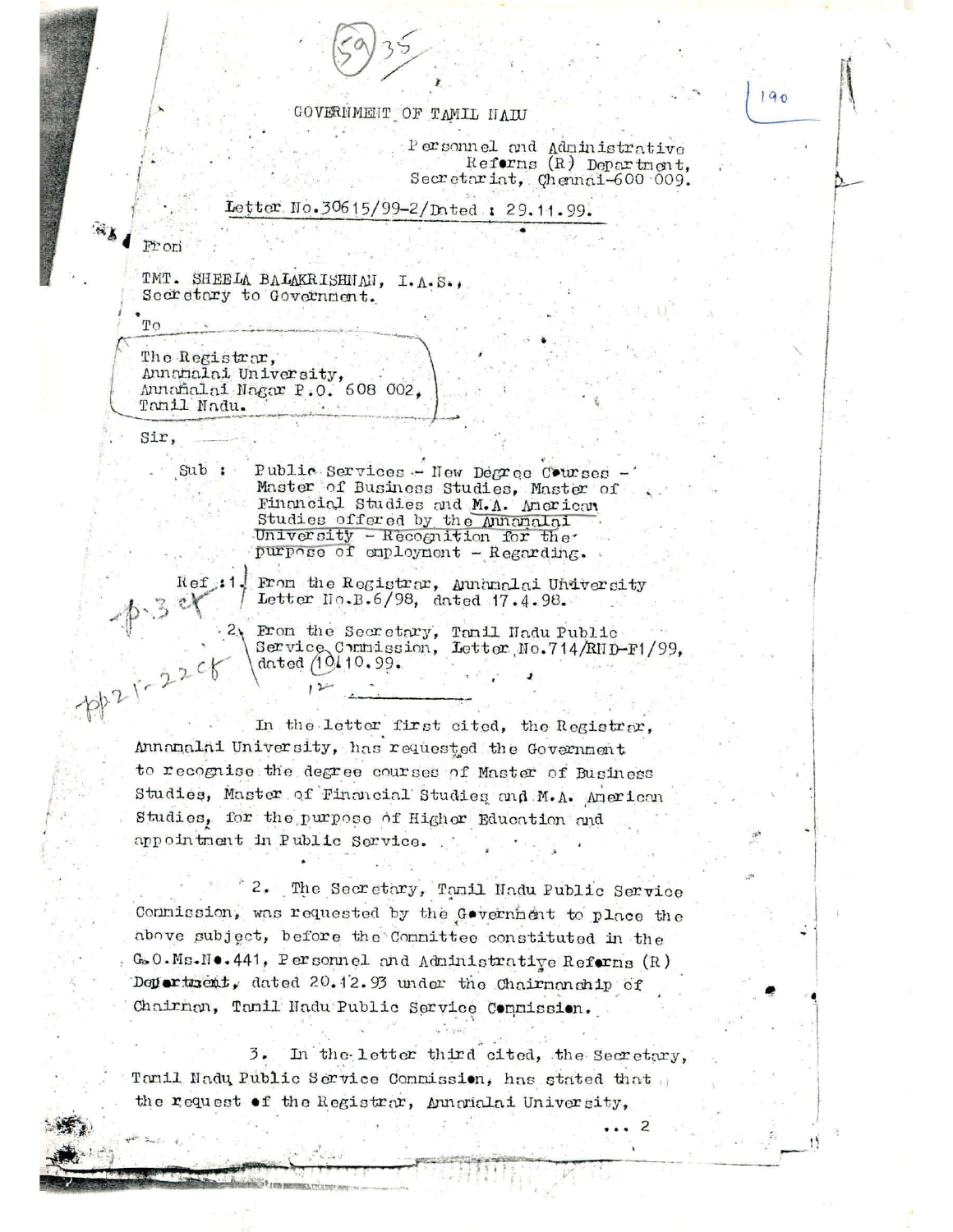GOVERNMENT OF TAMIL NADU

Personnel and Administrative Reforms (R) Department, Secretariat, Chennai-600 009.

Letter No.30615/99-2/Dated : 29.11.99.

From

TMT. SHEELA BALAKRISHNAN, I.A.S., Secretary to Government.

To

The Registrar, Annamalai University, Annamalai Nagar P.O. 608 002, Tamil Nadu.

Sir,

Sub : Public Services - New Degree Courses - Master of Business Studies, Master of Financial Studies and M.A. American Studies offered by the Annamalai University - Recognition for the purpose of employment - Regarding.

Ref : 1. From the Registrar, Annamalai University Letter No.B.6/98, dated 17.4.98.

2. From the Secretary, Tamil Nadu Public Service Commission, Letter No.714/RND-F1/99, dated 10.10.99.

In the letter first cited, the Registrar, Annamalai University, has requested the Government to recognise the degree courses of Master of Business Studies, Master of Financial Studies and M.A. American Studies, for the purpose of Higher Education and appointment in Public Service.

2. The Secretary, Tamil Nadu Public Service Commission, was requested by the Government to place the above subject, before the Committee constituted in the G.O.Ms.No.441, Personnel and Administrative Reforms (R) Department, dated 20.12.93 under the Chairmanship of Chairman, Tamil Nadu Public Service Commission.

3. In the letter third cited, the Secretary, Tamil Nadu Public Service Commission, has stated that the request of the Registrar, Annamalai University,

... 2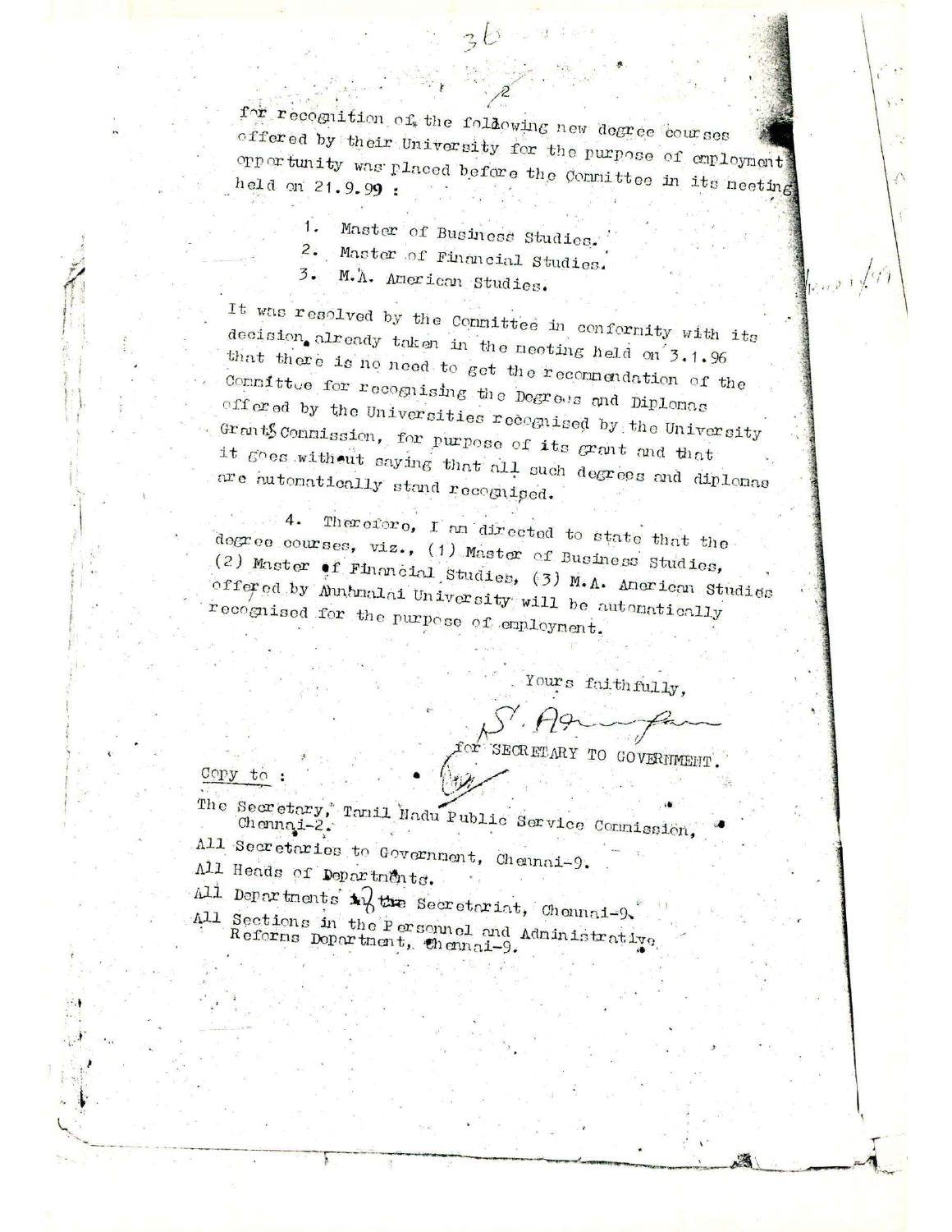for recognition of the following new degree courses offered by their University for the purpose of employment opportunity was placed before the Committee in its meeting held on 21.9.99 :

1. Master of Business Studies.
2. Master of Financial Studies.
3. M.A. American Studies.

It was resolved by the Committee in conformity with its decision already taken in the meeting held on 3.1.96 that there is no need to get the recommendation of the Committee for recognising the Degrees and Diplomas offered by the Universities recognised by the University Grants Commission, for purpose of its grant and that it goes without saying that all such degrees and diplomas are automatically stand recognised.

4. Therefore, I am directed to state that the degree courses, viz., (1) Master of Business Studies, (2) Master of Financial Studies, (3) M.A. American Studies offered by Annamalai University will be automatically recognised for the purpose of employment.

Yours faithfully,

for SECRETARY TO GOVERNMENT.

Copy to :

The Secretary, Tamil Nadu Public Service Commission, Chennai-2.
All Secretaries to Government, Chennai-9.
All Heads of Departments.
All Departments in the Secretariat, Chennai-9.
All Sections in the Personnel and Administrative Reforms Department, Chennai-9.